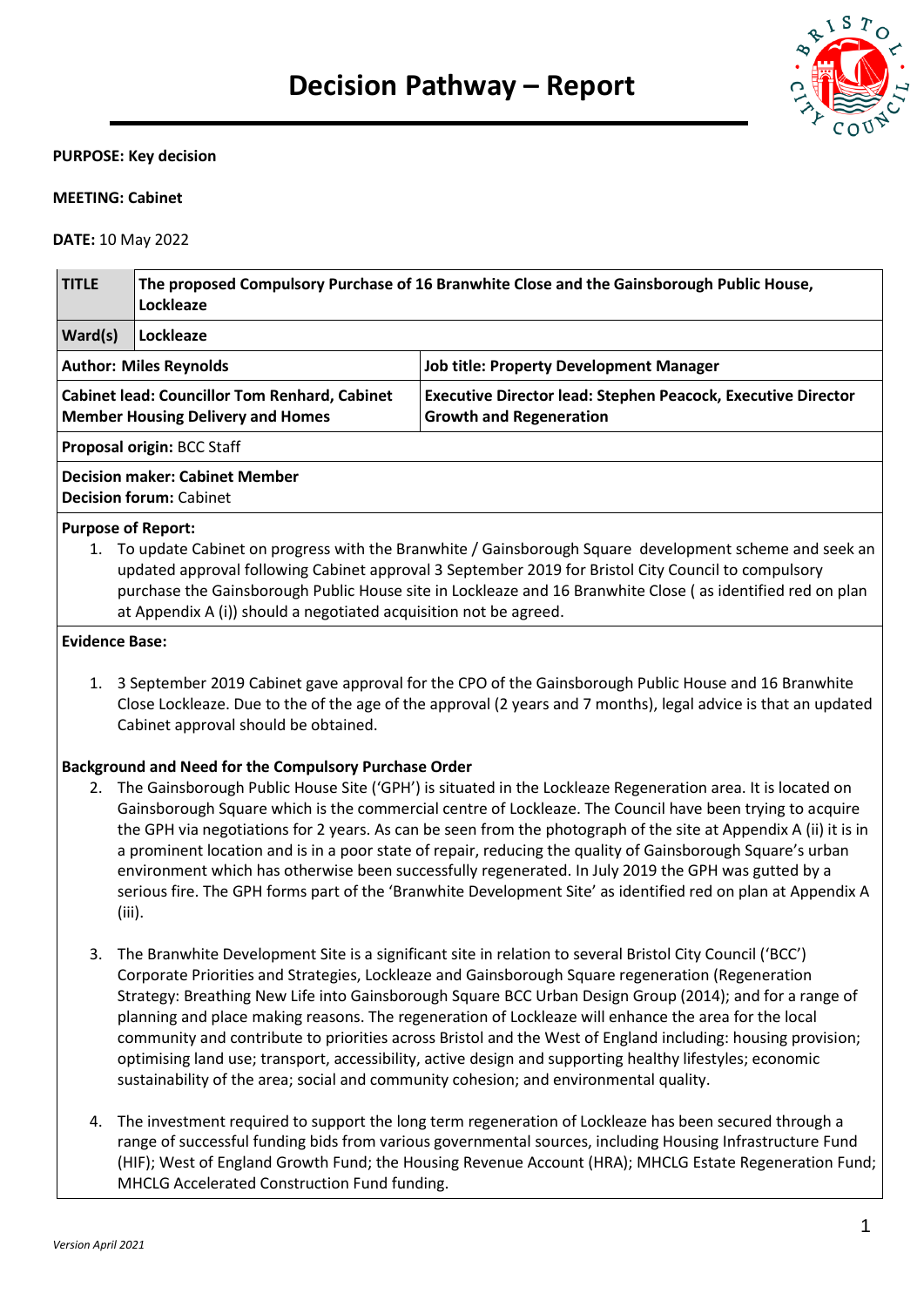# Decision Pathway – Report

**PURPOSE: Key decision**

**MEETING: Cabinet**

**DATE:** 10 May 2022

| **TITLE** | **The proposed Compulsory Purchase of 16 Branwhite Close and the Gainsborough Public House, Lockleaze** | |
|---|---|---|
| **Ward(s)** | **Lockleaze** | |
| **Author: Miles Reynolds** | | **Job title: Property Development Manager** |
| **Cabinet lead: Councillor Tom Renhard, Cabinet Member Housing Delivery and Homes** | | **Executive Director lead: Stephen Peacock, Executive Director Growth and Regeneration** |
| **Proposal origin:** BCC Staff | | |
| **Decision maker: Cabinet Member**<br>**Decision forum:** Cabinet | | |

**Purpose of Report:**

1. To update Cabinet on progress with the Branwhite / Gainsborough Square development scheme and seek an updated approval following Cabinet approval 3 September 2019 for Bristol City Council to compulsory purchase the Gainsborough Public House site in Lockleaze and 16 Branwhite Close ( as identified red on plan at Appendix A (i)) should a negotiated acquisition not be agreed.

**Evidence Base:**

1. 3 September 2019 Cabinet gave approval for the CPO of the Gainsborough Public House and 16 Branwhite Close Lockleaze. Due to the of the age of the approval (2 years and 7 months), legal advice is that an updated Cabinet approval should be obtained.

**Background and Need for the Compulsory Purchase Order**

2. The Gainsborough Public House Site ('GPH') is situated in the Lockleaze Regeneration area. It is located on Gainsborough Square which is the commercial centre of Lockleaze. The Council have been trying to acquire the GPH via negotiations for 2 years. As can be seen from the photograph of the site at Appendix A (ii) it is in a prominent location and is in a poor state of repair, reducing the quality of Gainsborough Square's urban environment which has otherwise been successfully regenerated. In July 2019 the GPH was gutted by a serious fire. The GPH forms part of the 'Branwhite Development Site' as identified red on plan at Appendix A (iii).

3. The Branwhite Development Site is a significant site in relation to several Bristol City Council ('BCC') Corporate Priorities and Strategies, Lockleaze and Gainsborough Square regeneration (Regeneration Strategy: Breathing New Life into Gainsborough Square BCC Urban Design Group (2014); and for a range of planning and place making reasons. The regeneration of Lockleaze will enhance the area for the local community and contribute to priorities across Bristol and the West of England including: housing provision; optimising land use; transport, accessibility, active design and supporting healthy lifestyles; economic sustainability of the area; social and community cohesion; and environmental quality.

4. The investment required to support the long term regeneration of Lockleaze has been secured through a range of successful funding bids from various governmental sources, including Housing Infrastructure Fund (HIF); West of England Growth Fund; the Housing Revenue Account (HRA); MHCLG Estate Regeneration Fund; MHCLG Accelerated Construction Fund funding.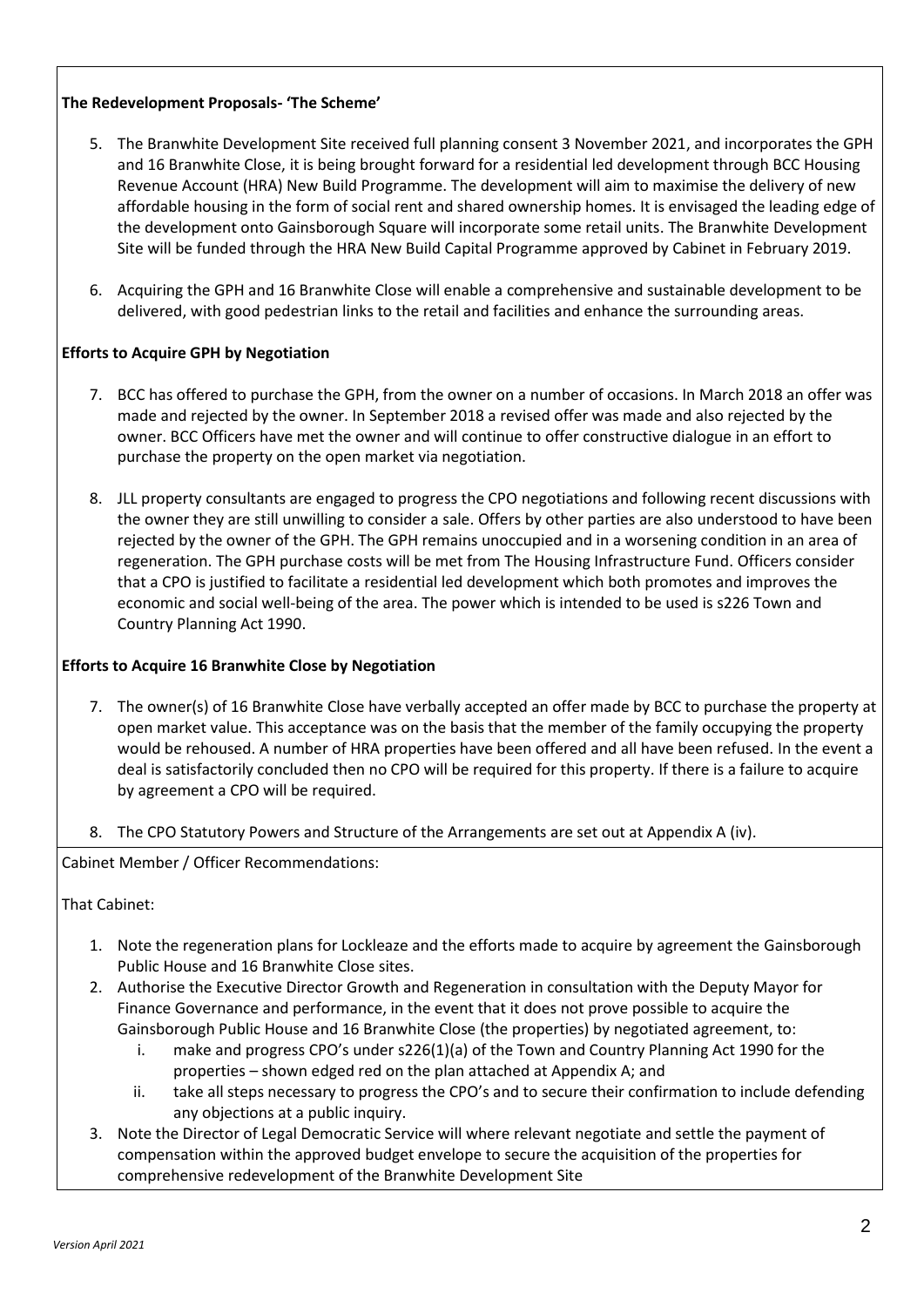**The Redevelopment Proposals- 'The Scheme'**

5. The Branwhite Development Site received full planning consent 3 November 2021, and incorporates the GPH and 16 Branwhite Close, it is being brought forward for a residential led development through BCC Housing Revenue Account (HRA) New Build Programme. The development will aim to maximise the delivery of new affordable housing in the form of social rent and shared ownership homes. It is envisaged the leading edge of the development onto Gainsborough Square will incorporate some retail units. The Branwhite Development Site will be funded through the HRA New Build Capital Programme approved by Cabinet in February 2019.

6. Acquiring the GPH and 16 Branwhite Close will enable a comprehensive and sustainable development to be delivered, with good pedestrian links to the retail and facilities and enhance the surrounding areas.

**Efforts to Acquire GPH by Negotiation**

7. BCC has offered to purchase the GPH, from the owner on a number of occasions. In March 2018 an offer was made and rejected by the owner. In September 2018 a revised offer was made and also rejected by the owner. BCC Officers have met the owner and will continue to offer constructive dialogue in an effort to purchase the property on the open market via negotiation.

8. JLL property consultants are engaged to progress the CPO negotiations and following recent discussions with the owner they are still unwilling to consider a sale. Offers by other parties are also understood to have been rejected by the owner of the GPH. The GPH remains unoccupied and in a worsening condition in an area of regeneration. The GPH purchase costs will be met from The Housing Infrastructure Fund. Officers consider that a CPO is justified to facilitate a residential led development which both promotes and improves the economic and social well-being of the area. The power which is intended to be used is s226 Town and Country Planning Act 1990.

**Efforts to Acquire 16 Branwhite Close by Negotiation**

7. The owner(s) of 16 Branwhite Close have verbally accepted an offer made by BCC to purchase the property at open market value. This acceptance was on the basis that the member of the family occupying the property would be rehoused. A number of HRA properties have been offered and all have been refused. In the event a deal is satisfactorily concluded then no CPO will be required for this property. If there is a failure to acquire by agreement a CPO will be required.

8. The CPO Statutory Powers and Structure of the Arrangements are set out at Appendix A (iv).

Cabinet Member / Officer Recommendations:

That Cabinet:

1. Note the regeneration plans for Lockleaze and the efforts made to acquire by agreement the Gainsborough Public House and 16 Branwhite Close sites.
2. Authorise the Executive Director Growth and Regeneration in consultation with the Deputy Mayor for Finance Governance and performance, in the event that it does not prove possible to acquire the Gainsborough Public House and 16 Branwhite Close (the properties) by negotiated agreement, to:
   i. make and progress CPO's under s226(1)(a) of the Town and Country Planning Act 1990 for the properties – shown edged red on the plan attached at Appendix A; and
   ii. take all steps necessary to progress the CPO's and to secure their confirmation to include defending any objections at a public inquiry.
3. Note the Director of Legal Democratic Service will where relevant negotiate and settle the payment of compensation within the approved budget envelope to secure the acquisition of the properties for comprehensive redevelopment of the Branwhite Development Site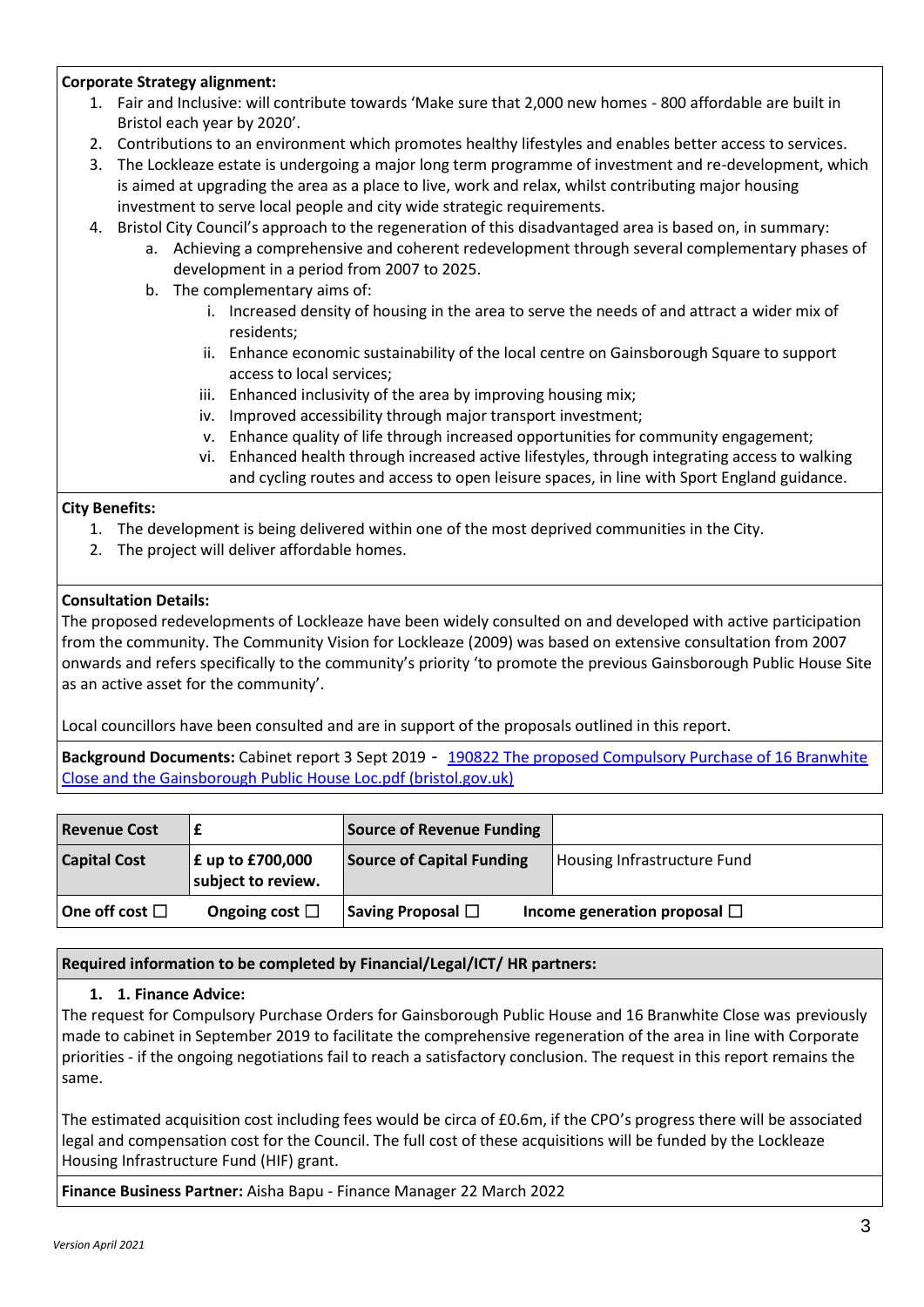**Corporate Strategy alignment:**

1. Fair and Inclusive: will contribute towards 'Make sure that 2,000 new homes - 800 affordable are built in Bristol each year by 2020'.
2. Contributions to an environment which promotes healthy lifestyles and enables better access to services.
3. The Lockleaze estate is undergoing a major long term programme of investment and re-development, which is aimed at upgrading the area as a place to live, work and relax, whilst contributing major housing investment to serve local people and city wide strategic requirements.
4. Bristol City Council's approach to the regeneration of this disadvantaged area is based on, in summary:
   a. Achieving a comprehensive and coherent redevelopment through several complementary phases of development in a period from 2007 to 2025.
   b. The complementary aims of:
      i. Increased density of housing in the area to serve the needs of and attract a wider mix of residents;
      ii. Enhance economic sustainability of the local centre on Gainsborough Square to support access to local services;
      iii. Enhanced inclusivity of the area by improving housing mix;
      iv. Improved accessibility through major transport investment;
      v. Enhance quality of life through increased opportunities for community engagement;
      vi. Enhanced health through increased active lifestyles, through integrating access to walking and cycling routes and access to open leisure spaces, in line with Sport England guidance.

**City Benefits:**

1. The development is being delivered within one of the most deprived communities in the City.
2. The project will deliver affordable homes.

**Consultation Details:**

The proposed redevelopments of Lockleaze have been widely consulted on and developed with active participation from the community. The Community Vision for Lockleaze (2009) was based on extensive consultation from 2007 onwards and refers specifically to the community's priority 'to promote the previous Gainsborough Public House Site as an active asset for the community'.

Local councillors have been consulted and are in support of the proposals outlined in this report.

**Background Documents:** Cabinet report 3 Sept 2019 - 190822 The proposed Compulsory Purchase of 16 Branwhite Close and the Gainsborough Public House Loc.pdf (bristol.gov.uk)

| **Revenue Cost** | **£** | **Source of Revenue Funding** | |
|---|---|---|---|
| **Capital Cost** | **£ up to £700,000 subject to review.** | **Source of Capital Funding** | Housing Infrastructure Fund |
| **One off cost ☐** | **Ongoing cost ☐** | **Saving Proposal ☐** | **Income generation proposal ☐** |

**Required information to be completed by Financial/Legal/ICT/ HR partners:**

**1. 1. Finance Advice:**

The request for Compulsory Purchase Orders for Gainsborough Public House and 16 Branwhite Close was previously made to cabinet in September 2019 to facilitate the comprehensive regeneration of the area in line with Corporate priorities - if the ongoing negotiations fail to reach a satisfactory conclusion. The request in this report remains the same.

The estimated acquisition cost including fees would be circa of £0.6m, if the CPO's progress there will be associated legal and compensation cost for the Council. The full cost of these acquisitions will be funded by the Lockleaze Housing Infrastructure Fund (HIF) grant.

**Finance Business Partner:** Aisha Bapu - Finance Manager 22 March 2022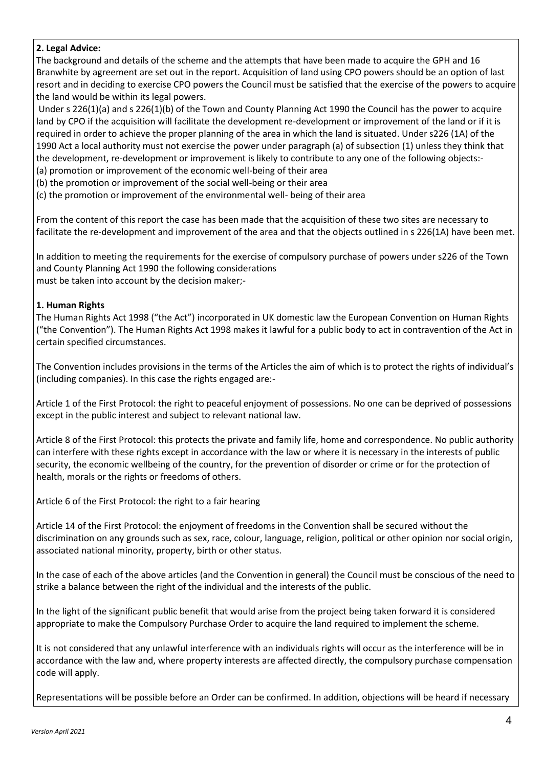**2. Legal Advice:**

The background and details of the scheme and the attempts that have been made to acquire the GPH and 16 Branwhite by agreement are set out in the report. Acquisition of land using CPO powers should be an option of last resort and in deciding to exercise CPO powers the Council must be satisfied that the exercise of the powers to acquire the land would be within its legal powers.

Under s 226(1)(a) and s 226(1)(b) of the Town and County Planning Act 1990 the Council has the power to acquire land by CPO if the acquisition will facilitate the development re-development or improvement of the land or if it is required in order to achieve the proper planning of the area in which the land is situated. Under s226 (1A) of the 1990 Act a local authority must not exercise the power under paragraph (a) of subsection (1) unless they think that the development, re-development or improvement is likely to contribute to any one of the following objects:-

(a) promotion or improvement of the economic well-being of their area
(b) the promotion or improvement of the social well-being or their area
(c) the promotion or improvement of the environmental well- being of their area

From the content of this report the case has been made that the acquisition of these two sites are necessary to facilitate the re-development and improvement of the area and that the objects outlined in s 226(1A) have been met.

In addition to meeting the requirements for the exercise of compulsory purchase of powers under s226 of the Town and County Planning Act 1990 the following considerations must be taken into account by the decision maker;-

**1. Human Rights**

The Human Rights Act 1998 ("the Act") incorporated in UK domestic law the European Convention on Human Rights ("the Convention"). The Human Rights Act 1998 makes it lawful for a public body to act in contravention of the Act in certain specified circumstances.

The Convention includes provisions in the terms of the Articles the aim of which is to protect the rights of individual's (including companies). In this case the rights engaged are:-

Article 1 of the First Protocol: the right to peaceful enjoyment of possessions. No one can be deprived of possessions except in the public interest and subject to relevant national law.

Article 8 of the First Protocol: this protects the private and family life, home and correspondence. No public authority can interfere with these rights except in accordance with the law or where it is necessary in the interests of public security, the economic wellbeing of the country, for the prevention of disorder or crime or for the protection of health, morals or the rights or freedoms of others.

Article 6 of the First Protocol: the right to a fair hearing

Article 14 of the First Protocol: the enjoyment of freedoms in the Convention shall be secured without the discrimination on any grounds such as sex, race, colour, language, religion, political or other opinion nor social origin, associated national minority, property, birth or other status.

In the case of each of the above articles (and the Convention in general) the Council must be conscious of the need to strike a balance between the right of the individual and the interests of the public.

In the light of the significant public benefit that would arise from the project being taken forward it is considered appropriate to make the Compulsory Purchase Order to acquire the land required to implement the scheme.

It is not considered that any unlawful interference with an individuals rights will occur as the interference will be in accordance with the law and, where property interests are affected directly, the compulsory purchase compensation code will apply.

Representations will be possible before an Order can be confirmed. In addition, objections will be heard if necessary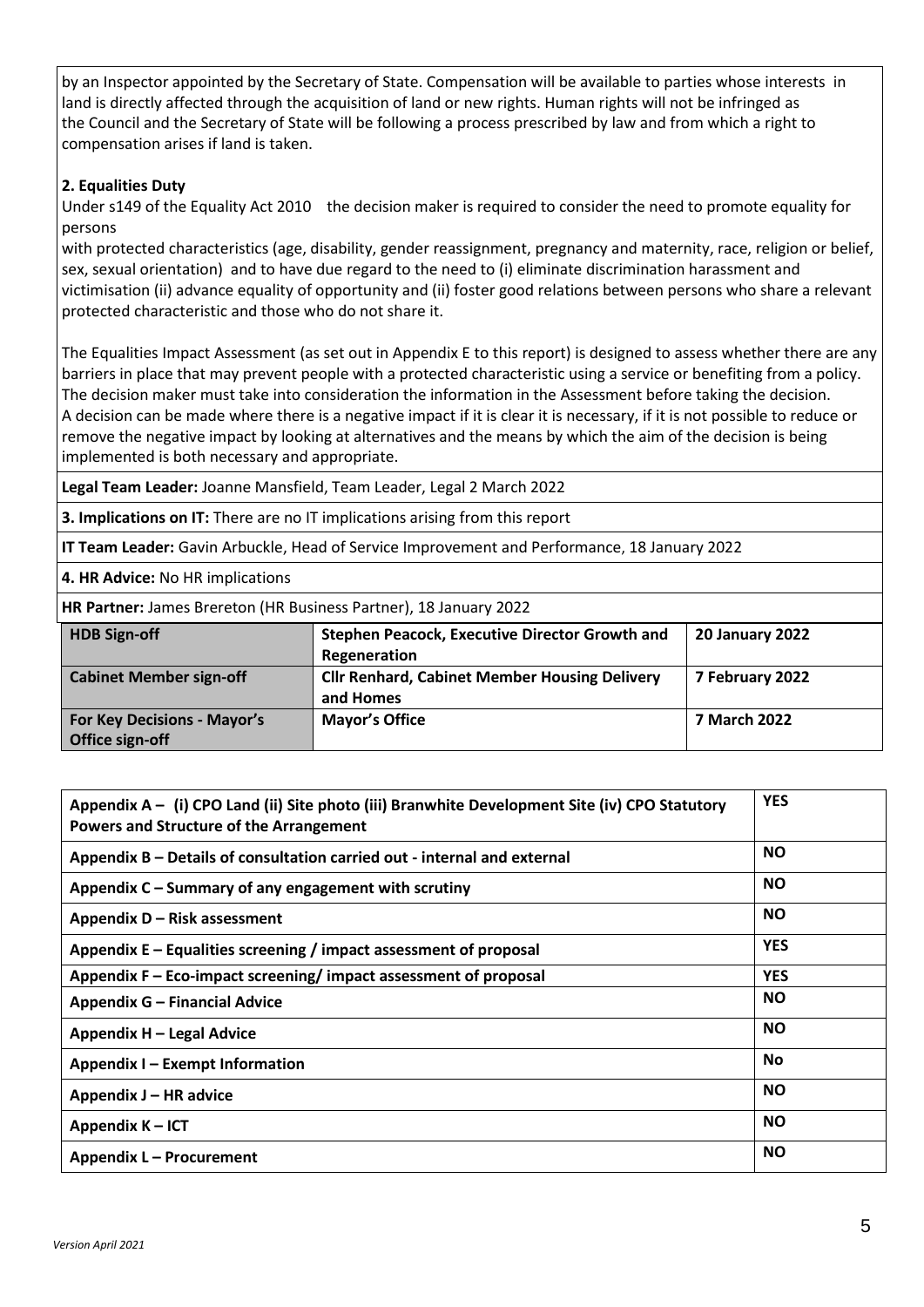by an Inspector appointed by the Secretary of State. Compensation will be available to parties whose interests in land is directly affected through the acquisition of land or new rights. Human rights will not be infringed as the Council and the Secretary of State will be following a process prescribed by law and from which a right to compensation arises if land is taken.

**2. Equalities Duty**

Under s149 of the Equality Act 2010 the decision maker is required to consider the need to promote equality for persons with protected characteristics (age, disability, gender reassignment, pregnancy and maternity, race, religion or belief, sex, sexual orientation) and to have due regard to the need to (i) eliminate discrimination harassment and victimisation (ii) advance equality of opportunity and (ii) foster good relations between persons who share a relevant protected characteristic and those who do not share it.

The Equalities Impact Assessment (as set out in Appendix E to this report) is designed to assess whether there are any barriers in place that may prevent people with a protected characteristic using a service or benefiting from a policy. The decision maker must take into consideration the information in the Assessment before taking the decision. A decision can be made where there is a negative impact if it is clear it is necessary, if it is not possible to reduce or remove the negative impact by looking at alternatives and the means by which the aim of the decision is being implemented is both necessary and appropriate.

**Legal Team Leader:** Joanne Mansfield, Team Leader, Legal 2 March 2022

**3. Implications on IT:** There are no IT implications arising from this report

**IT Team Leader:** Gavin Arbuckle, Head of Service Improvement and Performance, 18 January 2022

**4. HR Advice:** No HR implications

**HR Partner:** James Brereton (HR Business Partner), 18 January 2022

| | | |
|---|---|---|
| **HDB Sign-off** | **Stephen Peacock, Executive Director Growth and Regeneration** | **20 January 2022** |
| **Cabinet Member sign-off** | **Cllr Renhard, Cabinet Member Housing Delivery and Homes** | **7 February 2022** |
| **For Key Decisions - Mayor's Office sign-off** | **Mayor's Office** | **7 March 2022** |

| | |
|---|---|
| **Appendix A – (i) CPO Land (ii) Site photo (iii) Branwhite Development Site (iv) CPO Statutory Powers and Structure of the Arrangement** | **YES** |
| **Appendix B – Details of consultation carried out - internal and external** | **NO** |
| **Appendix C – Summary of any engagement with scrutiny** | **NO** |
| **Appendix D – Risk assessment** | **NO** |
| **Appendix E – Equalities screening / impact assessment of proposal** | **YES** |
| **Appendix F – Eco-impact screening/ impact assessment of proposal** | **YES** |
| **Appendix G – Financial Advice** | **NO** |
| **Appendix H – Legal Advice** | **NO** |
| **Appendix I – Exempt Information** | **No** |
| **Appendix J – HR advice** | **NO** |
| **Appendix K – ICT** | **NO** |
| **Appendix L – Procurement** | **NO** |

*Version April 2021*